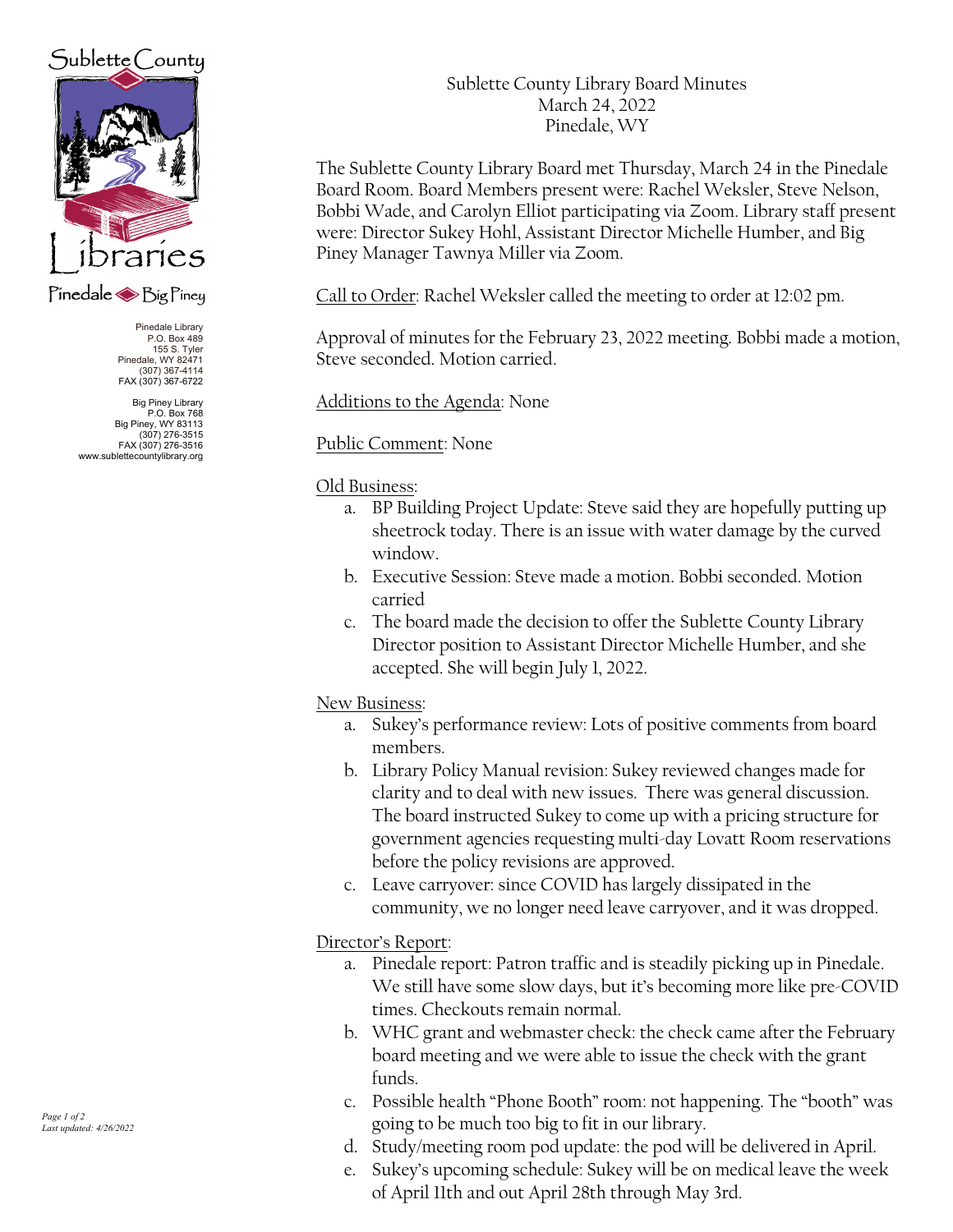Sublette County Libraries

Pinedale ◆ Big Piney

Pinedale Library
P.O. Box 489
155 S. Tyler
Pinedale, WY 82471
(307) 367-4114
FAX (307) 367-6722

Big Piney Library
P.O. Box 768
Big Piney, WY 83113
(307) 276-3515
FAX (307) 276-3516
www.sublettecountylibrary.org

Sublette County Library Board Minutes
March 24, 2022
Pinedale, WY

The Sublette County Library Board met Thursday, March 24 in the Pinedale Board Room. Board Members present were: Rachel Weksler, Steve Nelson, Bobbi Wade, and Carolyn Elliot participating via Zoom. Library staff present were: Director Sukey Hohl, Assistant Director Michelle Humber, and Big Piney Manager Tawnya Miller via Zoom.

<u>Call to Order</u>: Rachel Weksler called the meeting to order at 12:02 pm.

Approval of minutes for the February 23, 2022 meeting. Bobbi made a motion, Steve seconded. Motion carried.

<u>Additions to the Agenda</u>: None

<u>Public Comment</u>: None

<u>Old Business</u>:

a. BP Building Project Update: Steve said they are hopefully putting up sheetrock today. There is an issue with water damage by the curved window.
b. Executive Session: Steve made a motion. Bobbi seconded. Motion carried
c. The board made the decision to offer the Sublette County Library Director position to Assistant Director Michelle Humber, and she accepted. She will begin July 1, 2022.

<u>New Business</u>:

a. Sukey's performance review: Lots of positive comments from board members.
b. Library Policy Manual revision: Sukey reviewed changes made for clarity and to deal with new issues. There was general discussion. The board instructed Sukey to come up with a pricing structure for government agencies requesting multi-day Lovatt Room reservations before the policy revisions are approved.
c. Leave carryover: since COVID has largely dissipated in the community, we no longer need leave carryover, and it was dropped.

<u>Director's Report</u>:

a. Pinedale report: Patron traffic and is steadily picking up in Pinedale. We still have some slow days, but it's becoming more like pre-COVID times. Checkouts remain normal.
b. WHC grant and webmaster check: the check came after the February board meeting and we were able to issue the check with the grant funds.
c. Possible health "Phone Booth" room: not happening. The "booth" was going to be much too big to fit in our library.
d. Study/meeting room pod update: the pod will be delivered in April.
e. Sukey's upcoming schedule: Sukey will be on medical leave the week of April 11th and out April 28th through May 3rd.

*Last updated: 4/26/2022*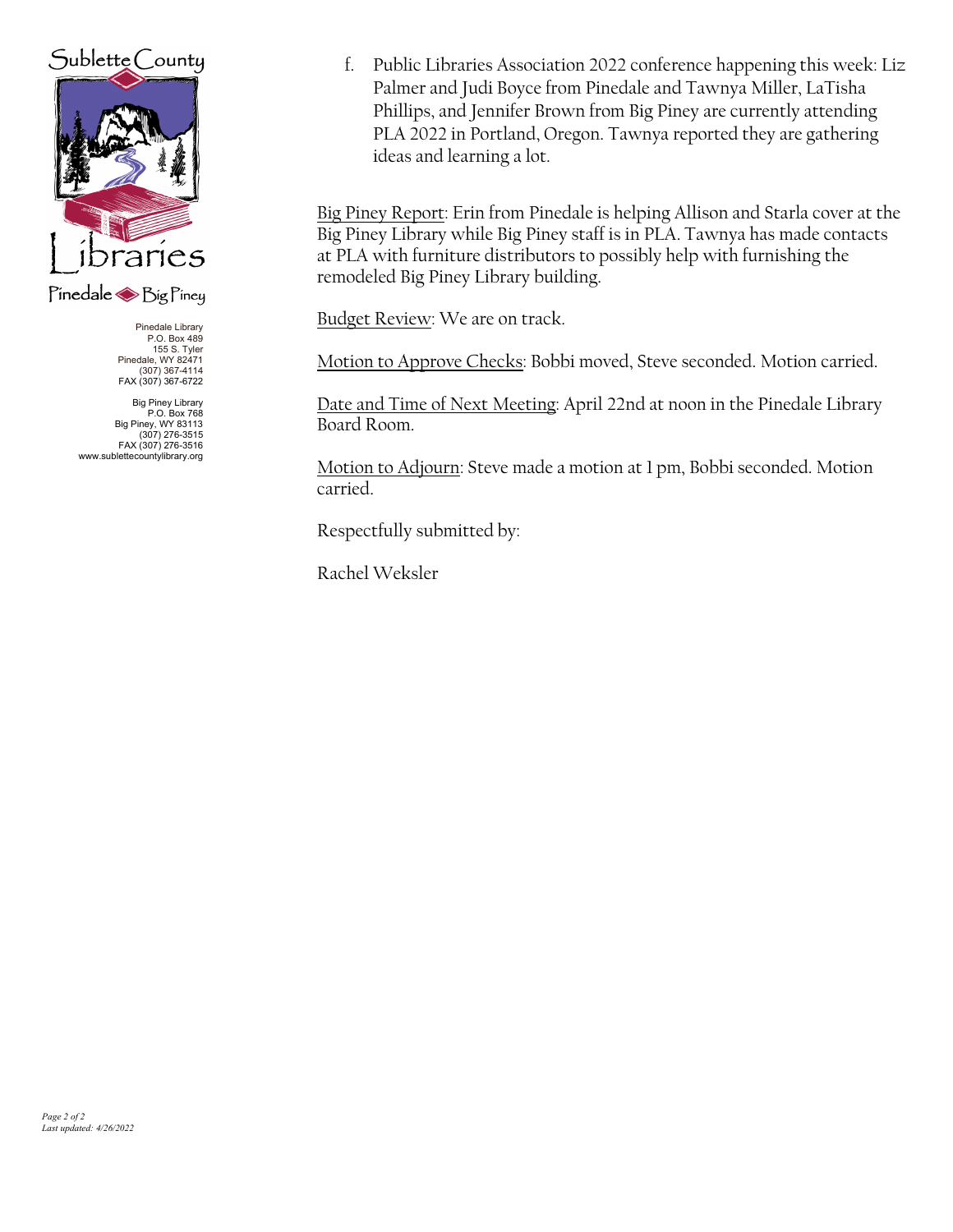Sublette County Libraries

Pinedale ◆ Big Piney

Pinedale Library
P.O. Box 489
155 S. Tyler
Pinedale, WY 82471
(307) 367-4114
FAX (307) 367-6722

Big Piney Library
P.O. Box 768
Big Piney, WY 83113
(307) 276-3515
FAX (307) 276-3516
www.sublettecountylibrary.org

f. Public Libraries Association 2022 conference happening this week: Liz Palmer and Judi Boyce from Pinedale and Tawnya Miller, LaTisha Phillips, and Jennifer Brown from Big Piney are currently attending PLA 2022 in Portland, Oregon. Tawnya reported they are gathering ideas and learning a lot.

Big Piney Report: Erin from Pinedale is helping Allison and Starla cover at the Big Piney Library while Big Piney staff is in PLA. Tawnya has made contacts at PLA with furniture distributors to possibly help with furnishing the remodeled Big Piney Library building.

Budget Review: We are on track.

Motion to Approve Checks: Bobbi moved, Steve seconded. Motion carried.

Date and Time of Next Meeting: April 22nd at noon in the Pinedale Library Board Room.

Motion to Adjourn: Steve made a motion at 1 pm, Bobbi seconded. Motion carried.

Respectfully submitted by:

Rachel Weksler

*Last updated: 4/26/2022*